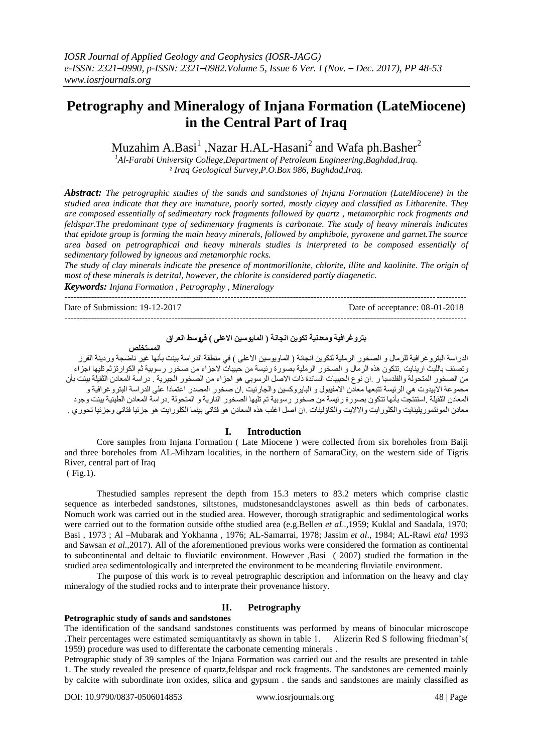*IOSR Journal of Applied Geology and Geophysics (IOSR-JAGG)*
*e-ISSN: 2321–0990, p-ISSN: 2321–0982.Volume 5, Issue 6 Ver. I (Nov. – Dec. 2017), PP 48-53*
*www.iosrjournals.org*

# Petrography and Mineralogy of Injana Formation (LateMiocene) in the Central Part of Iraq

Muzahim A.Basi[1] ,Nazar H.AL-Hasani[2] and Wafa ph.Basher[2]

[1]*Al-Farabi University College,Department of Petroleum Engineering,Baghdad,Iraq.*
[2] *Iraq Geological Survey,P.O.Box 986, Baghdad,Iraq.*

***Abstract:*** *The petrographic studies of the sands and sandstones of Injana Formation (LateMiocene) in the studied area indicate that they are immature, poorly sorted, mostly clayey and classified as Litharenite. They are composed essentially of sedimentary rock fragments followed by quartz , metamorphic rock frogments and feldspar.The predominant type of sedimentary fragments is carbonate. The study of heavy minerals indicates that epidote group is forming the main heavy minerals, followed by amphibole, pyroxene and garnet.The source area based on petrographical and heavy minerals studies is interpreted to be composed essentially of sedimentary followed by igneous and metamorphic rocks.*

*The study of clay minerals indicate the presence of montmorillonite, chlorite, illite and kaolinite. The origin of most of these minerals is detrital, however, the chlorite is considered partly diagenetic.*

***Keywords:*** *Injana Formation , Petrography , Mineralogy*

---

Date of Submission: 19-12-2017 Date of acceptance: 08-01-2018

---

**بتروغرافية ومعدنية تكوين انجانة ( المايوسين الاعلى ) فيوسط العراق**

**المستخلص**

الدراسة البتروغرافية للرمال و الصخور الرملية لتكوين انجانة ( الماويوسين الاعلى ) في منطقة الدراسة بينت بأنها غير ناضجة ورديئة الفرز وتصنف باللايث ارينايت .تتكون هذه الرمال و الصخور الرملية بصورة رئيسة من حبيبات لاجزاء من صخور رسوبية ثم الكوارتزثم تليها اجزاء من الصخور المتحولة والفلدسبا ر .ان نوع الحبيبات السائدة ذات الاصل الرسوبي هو اجزاء من الصخور الجيرية . دراسة المعادن الثقيلة بينت بأن مجموعة الابيدوت هي الرئيسة تتبعها معادن الامفيبول و البايروكسين والجارنيت .ان صخور المصدر اعتمادا على الدراسة البتروغرافية و المعادن الثقيلة .استنتجت بأنها تتكون بصورة رئيسة من صخور رسوبية تم تليها الصخور النارية و المتحولة .دراسة المعادن الطينية بينت وجود معادن المونتموريلينايت والكلورايت والالايت والكاؤلينات .ان اصل اغلب هذه المعادن هو فتاتي بينما الكلورايت هو جزئيا فتاتي وجزئيا تحوري .

## I. Introduction

Core samples from Injana Formation ( Late Miocene ) were collected from six boreholes from Baiji and three boreholes from AL-Mihzam localities, in the northern of SamaraCity, on the western side of Tigris River, central part of Iraq ( Fig.1).

Thestudied samples represent the depth from 15.3 meters to 83.2 meters which comprise clastic sequence as interbeded sandstones, siltstones, mudstonesandclaystones aswell as thin beds of carbonates. Nomuch work was carried out in the studied area. However, thorough stratigraphic and sedimentological works were carried out to the formation outside ofthe studied area (e.g.Bellen *et aL*.,1959; Kuklal and SaadaIa, 1970; Basi , 1973 ; Al –Mubarak and Yokhanna , 1976; AL-Samarrai, 1978; Jassim *et al*., 1984; AL-Rawi *etal* 1993 and Sawsan *et al*.,2017). All of the aforementioned previous works were considered the formation as continental to subcontinental and deltaic to fluviatilc environment. However ,Basi ( 2007) studied the formation in the studied area sedimentologically and interpreted the environment to be meandering fluviatile environment.

The purpose of this work is to reveal petrographic description and information on the heavy and clay mineralogy of the studied rocks and to interprate their provenance history.

## II. Petrography

**Petrographic study of sands and sandstones**

The identification of the sandsand sandstones constituents was performed by means of binocular microscope .Their percentages were estimated semiquantitavly as shown in table 1. Alizerin Red S following friedman's( 1959) procedure was used to differentate the carbonate cementing minerals .

Petrographic study of 39 samples of the Injana Formation was carried out and the results are presented in table 1. The study revealed the presence of quartz,feldspar and rock fragments. The sandstones are cemented mainly by calcite with subordinate iron oxides, silica and gypsum . the sands and sandstones are mainly classified as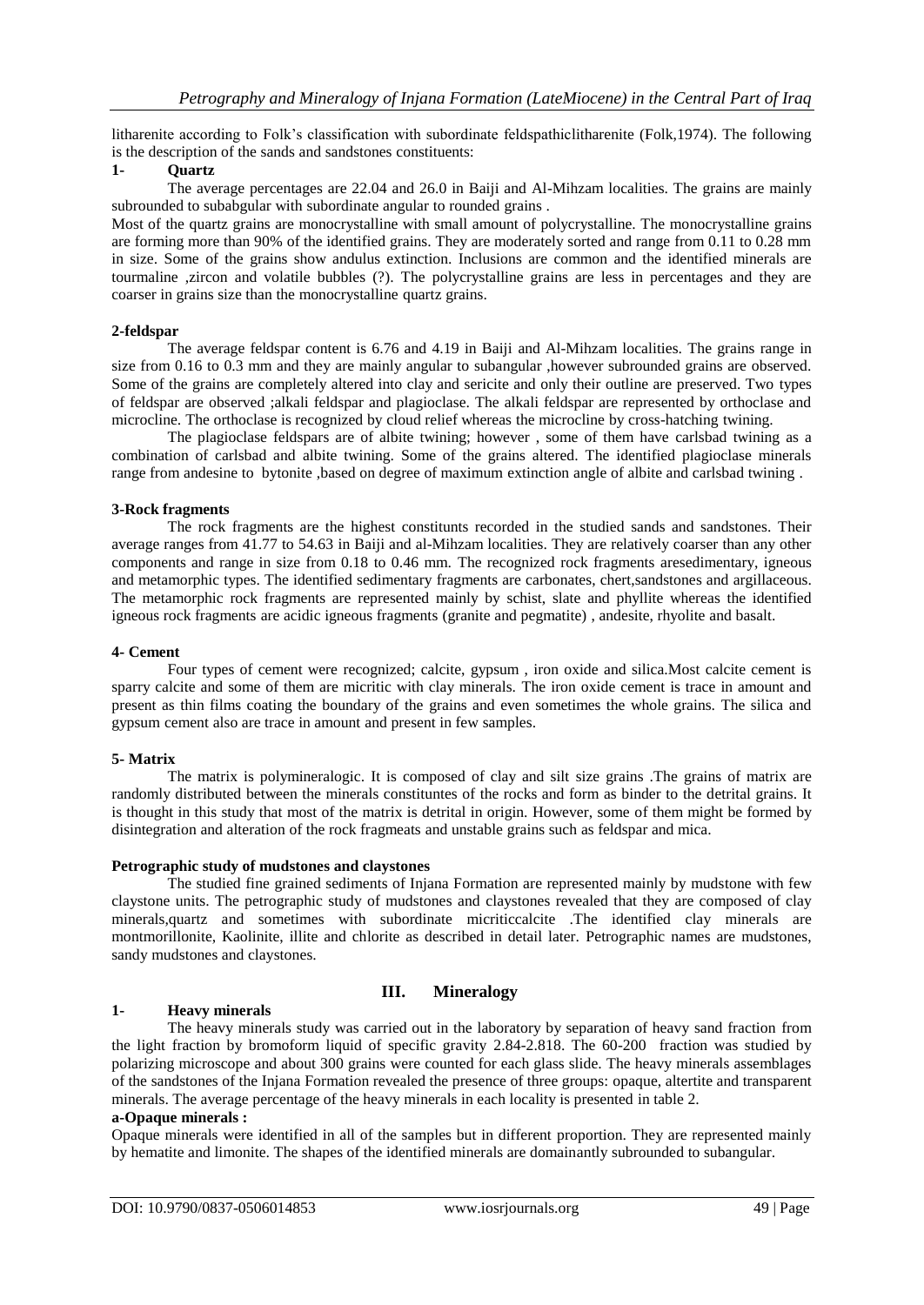litharenite according to Folk's classification with subordinate feldspathiclitharenite (Folk,1974). The following is the description of the sands and sandstones constituents:

**1- Quartz**

The average percentages are 22.04 and 26.0 in Baiji and Al-Mihzam localities. The grains are mainly subrounded to subabgular with subordinate angular to rounded grains .

Most of the quartz grains are monocrystalline with small amount of polycrystalline. The monocrystalline grains are forming more than 90% of the identified grains. They are moderately sorted and range from 0.11 to 0.28 mm in size. Some of the grains show andulus extinction. Inclusions are common and the identified minerals are tourmaline ,zircon and volatile bubbles (?). The polycrystalline grains are less in percentages and they are coarser in grains size than the monocrystalline quartz grains.

**2-feldspar**

The average feldspar content is 6.76 and 4.19 in Baiji and Al-Mihzam localities. The grains range in size from 0.16 to 0.3 mm and they are mainly angular to subangular ,however subrounded grains are observed. Some of the grains are completely altered into clay and sericite and only their outline are preserved. Two types of feldspar are observed ;alkali feldspar and plagioclase. The alkali feldspar are represented by orthoclase and microcline. The orthoclase is recognized by cloud relief whereas the microcline by cross-hatching twining.

The plagioclase feldspars are of albite twining; however , some of them have carlsbad twining as a combination of carlsbad and albite twining. Some of the grains altered. The identified plagioclase minerals range from andesine to bytonite ,based on degree of maximum extinction angle of albite and carlsbad twining .

**3-Rock fragments**

The rock fragments are the highest constitunts recorded in the studied sands and sandstones. Their average ranges from 41.77 to 54.63 in Baiji and al-Mihzam localities. They are relatively coarser than any other components and range in size from 0.18 to 0.46 mm. The recognized rock fragments aresedimentary, igneous and metamorphic types. The identified sedimentary fragments are carbonates, chert,sandstones and argillaceous. The metamorphic rock fragments are represented mainly by schist, slate and phyllite whereas the identified igneous rock fragments are acidic igneous fragments (granite and pegmatite) , andesite, rhyolite and basalt.

**4- Cement**

Four types of cement were recognized; calcite, gypsum , iron oxide and silica.Most calcite cement is sparry calcite and some of them are micritic with clay minerals. The iron oxide cement is trace in amount and present as thin films coating the boundary of the grains and even sometimes the whole grains. The silica and gypsum cement also are trace in amount and present in few samples.

**5- Matrix**

The matrix is polymineralogic. It is composed of clay and silt size grains .The grains of matrix are randomly distributed between the minerals constituntes of the rocks and form as binder to the detrital grains. It is thought in this study that most of the matrix is detrital in origin. However, some of them might be formed by disintegration and alteration of the rock fragmeats and unstable grains such as feldspar and mica.

**Petrographic study of mudstones and claystones**

The studied fine grained sediments of Injana Formation are represented mainly by mudstone with few claystone units. The petrographic study of mudstones and claystones revealed that they are composed of clay minerals,quartz and sometimes with subordinate micriticcalcite .The identified clay minerals are montmorillonite, Kaolinite, illite and chlorite as described in detail later. Petrographic names are mudstones, sandy mudstones and claystones.

## III. Mineralogy

**1- Heavy minerals**

The heavy minerals study was carried out in the laboratory by separation of heavy sand fraction from the light fraction by bromoform liquid of specific gravity 2.84-2.818. The 60-200 fraction was studied by polarizing microscope and about 300 grains were counted for each glass slide. The heavy minerals assemblages of the sandstones of the Injana Formation revealed the presence of three groups: opaque, altertite and transparent minerals. The average percentage of the heavy minerals in each locality is presented in table 2.

**a-Opaque minerals :**

Opaque minerals were identified in all of the samples but in different proportion. They are represented mainly by hematite and limonite. The shapes of the identified minerals are domainantly subrounded to subangular.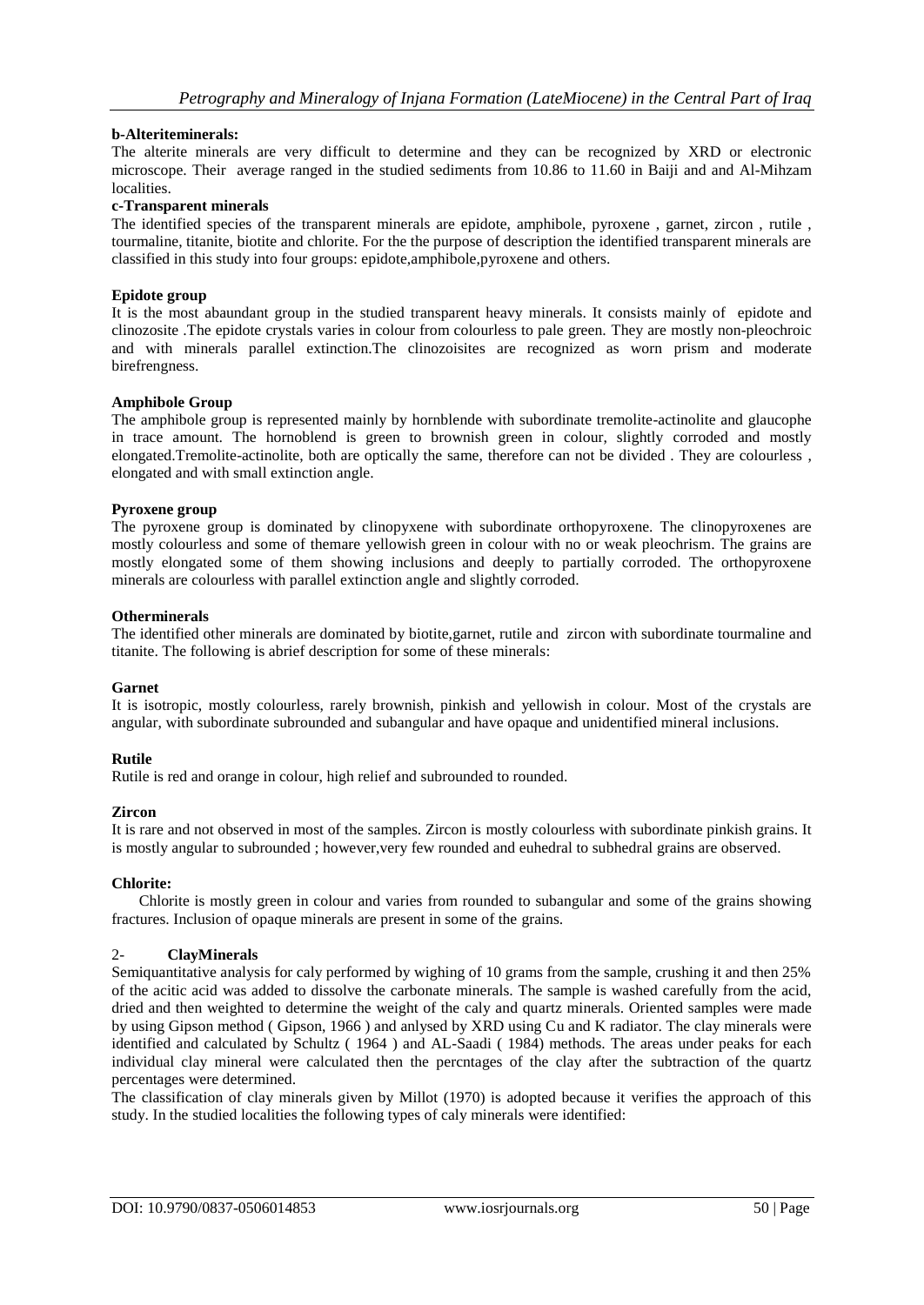**b-Alteriteminerals:**

The alterite minerals are very difficult to determine and they can be recognized by XRD or electronic microscope. Their average ranged in the studied sediments from 10.86 to 11.60 in Baiji and and Al-Mihzam localities.

**c-Transparent minerals**

The identified species of the transparent minerals are epidote, amphibole, pyroxene , garnet, zircon , rutile , tourmaline, titanite, biotite and chlorite. For the the purpose of description the identified transparent minerals are classified in this study into four groups: epidote,amphibole,pyroxene and others.

**Epidote group**

It is the most abaundant group in the studied transparent heavy minerals. It consists mainly of epidote and clinozosite .The epidote crystals varies in colour from colourless to pale green. They are mostly non-pleochroic and with minerals parallel extinction.The clinozoisites are recognized as worn prism and moderate birefrengness.

**Amphibole Group**

The amphibole group is represented mainly by hornblende with subordinate tremolite-actinolite and glaucophe in trace amount. The hornoblend is green to brownish green in colour, slightly corroded and mostly elongated.Tremolite-actinolite, both are optically the same, therefore can not be divided . They are colourless , elongated and with small extinction angle.

**Pyroxene group**

The pyroxene group is dominated by clinopyxene with subordinate orthopyroxene. The clinopyroxenes are mostly colourless and some of themare yellowish green in colour with no or weak pleochrism. The grains are mostly elongated some of them showing inclusions and deeply to partially corroded. The orthopyroxene minerals are colourless with parallel extinction angle and slightly corroded.

**Otherminerals**

The identified other minerals are dominated by biotite,garnet, rutile and zircon with subordinate tourmaline and titanite. The following is abrief description for some of these minerals:

**Garnet**

It is isotropic, mostly colourless, rarely brownish, pinkish and yellowish in colour. Most of the crystals are angular, with subordinate subrounded and subangular and have opaque and unidentified mineral inclusions.

**Rutile**

Rutile is red and orange in colour, high relief and subrounded to rounded.

**Zircon**

It is rare and not observed in most of the samples. Zircon is mostly colourless with subordinate pinkish grains. It is mostly angular to subrounded ; however,very few rounded and euhedral to subhedral grains are observed.

**Chlorite:**

Chlorite is mostly green in colour and varies from rounded to subangular and some of the grains showing fractures. Inclusion of opaque minerals are present in some of the grains.

## 2- ClayMinerals

Semiquantitative analysis for caly performed by wighing of 10 grams from the sample, crushing it and then 25% of the acitic acid was added to dissolve the carbonate minerals. The sample is washed carefully from the acid, dried and then weighted to determine the weight of the caly and quartz minerals. Oriented samples were made by using Gipson method ( Gipson, 1966 ) and anlysed by XRD using Cu and K radiator. The clay minerals were identified and calculated by Schultz ( 1964 ) and AL-Saadi ( 1984) methods. The areas under peaks for each individual clay mineral were calculated then the percntages of the clay after the subtraction of the quartz percentages were determined.

The classification of clay minerals given by Millot (1970) is adopted because it verifies the approach of this study. In the studied localities the following types of caly minerals were identified: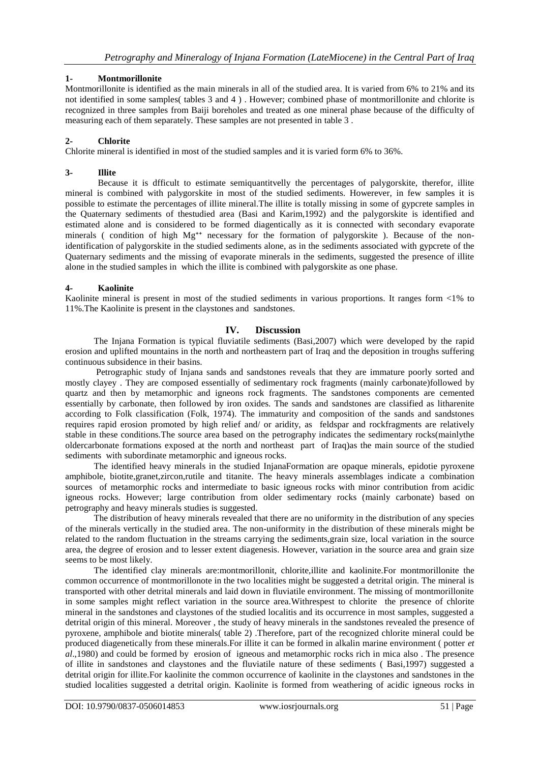### 1- Montmorillonite

Montmorillonite is identified as the main minerals in all of the studied area. It is varied from 6% to 21% and its not identified in some samples( tables 3 and 4 ) . However; combined phase of montmorillonite and chlorite is recognized in three samples from Baiji boreholes and treated as one mineral phase because of the difficulty of measuring each of them separately. These samples are not presented in table 3 .

### 2- Chlorite

Chlorite mineral is identified in most of the studied samples and it is varied form 6% to 36%.

### 3- Illite

Because it is dfficult to estimate semiquantitvelly the percentages of palygorskite, therefor, illite mineral is combined with palygorskite in most of the studied sediments. Howerever, in few samples it is possible to estimate the percentages of illite mineral.The illite is totally missing in some of gypcrete samples in the Quaternary sediments of thestudied area (Basi and Karim,1992) and the palygorskite is identified and estimated alone and is considered to be formed diagentically as it is connected with secondary evaporate minerals ( condition of high $Mg^{++}$ necessary for the formation of palygorskite ). Because of the non-identification of palygorskite in the studied sediments alone, as in the sediments associated with gypcrete of the Quaternary sediments and the missing of evaporate minerals in the sediments, suggested the presence of illite alone in the studied samples in which the illite is combined with palygorskite as one phase.

### 4- Kaolinite

Kaolinite mineral is present in most of the studied sediments in various proportions. It ranges form <1% to 11%.The Kaolinite is present in the claystones and sandstones.

## IV. Discussion

The Injana Formation is typical fluviatile sediments (Basi,2007) which were developed by the rapid erosion and uplifted mountains in the north and northeastern part of Iraq and the deposition in troughs suffering continuous subsidence in their basins.

Petrographic study of Injana sands and sandstones reveals that they are immature poorly sorted and mostly clayey . They are composed essentially of sedimentary rock fragments (mainly carbonate)followed by quartz and then by metamorphic and igneons rock fragments. The sandstones components are cemented essentially by carbonate, then followed by iron oxides. The sands and sandstones are classified as litharenite according to Folk classification (Folk, 1974). The immaturity and composition of the sands and sandstones requires rapid erosion promoted by high relief and/ or aridity, as feldspar and rockfragments are relatively stable in these conditions.The source area based on the petrography indicates the sedimentary rocks(mainlythe oldercarbonate formations exposed at the north and northeast part of Iraq)as the main source of the studied sediments with subordinate metamorphic and igneous rocks.

The identified heavy minerals in the studied InjanaFormation are opaque minerals, epidotie pyroxene amphibole, biotite,granet,zircon,rutile and titanite. The heavy minerals assemblages indicate a combination sources of metamorphic rocks and intermediate to basic igneous rocks with minor contribution from acidic igneous rocks. However; large contribution from older sedimentary rocks (mainly carbonate) based on petrography and heavy minerals studies is suggested.

The distribution of heavy minerals revealed that there are no uniformity in the distribution of any species of the minerals vertically in the studied area. The non-uniformity in the distribution of these minerals might be related to the random fluctuation in the streams carrying the sediments,grain size, local variation in the source area, the degree of erosion and to lesser extent diagenesis. However, variation in the source area and grain size seems to be most likely.

The identified clay minerals are:montmorillonit, chlorite,illite and kaolinite.For montmorillonite the common occurrence of montmorillonote in the two localities might be suggested a detrital origin. The mineral is transported with other detrital minerals and laid down in fluviatile environment. The missing of montmorillonite in some samples might reflect variation in the source area.Withrespest to chlorite the presence of chlorite mineral in the sandstones and claystones of the studied localitis and its occurrence in most samples, suggested a detrital origin of this mineral. Moreover , the study of heavy minerals in the sandstones revealed the presence of pyroxene, amphibole and biotite minerals( table 2) .Therefore, part of the recognized chlorite mineral could be produced diagenetically from these minerals.For illite it can be formed in alkalin marine environment ( potter *et al*.,1980) and could be formed by erosion of igneous and metamorphic rocks rich in mica also . The presence of illite in sandstones and claystones and the fluviatile nature of these sediments ( Basi,1997) suggested a detrital origin for illite.For kaolinite the common occurrence of kaolinite in the claystones and sandstones in the studied localities suggested a detrital origin. Kaolinite is formed from weathering of acidic igneous rocks in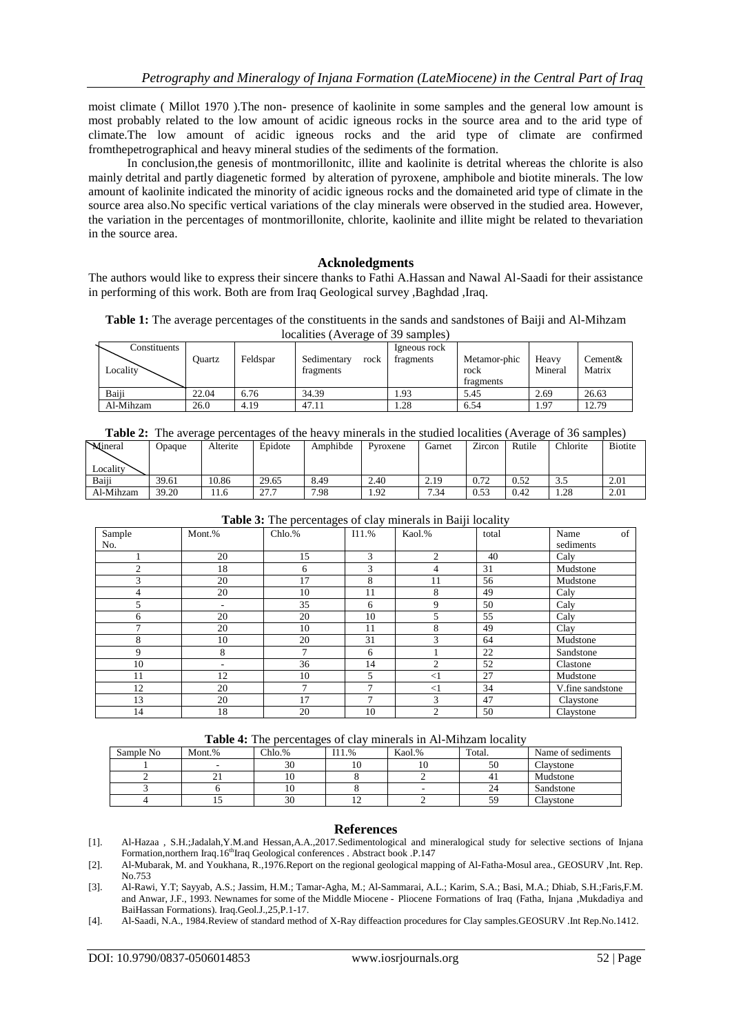moist climate ( Millot 1970 ).The non- presence of kaolinite in some samples and the general low amount is most probably related to the low amount of acidic igneous rocks in the source area and to the arid type of climate.The low amount of acidic igneous rocks and the arid type of climate are confirmed fromthepetrographical and heavy mineral studies of the sediments of the formation.

In conclusion,the genesis of montmorillonitc, illite and kaolinite is detrital whereas the chlorite is also mainly detrital and partly diagenetic formed by alteration of pyroxene, amphibole and biotite minerals. The low amount of kaolinite indicated the minority of acidic igneous rocks and the domaineted arid type of climate in the source area also.No specific vertical variations of the clay minerals were observed in the studied area. However, the variation in the percentages of montmorillonite, chlorite, kaolinite and illite might be related to thevariation in the source area.

## Acknoledgments

The authors would like to express their sincere thanks to Fathi A.Hassan and Nawal Al-Saadi for their assistance in performing of this work. Both are from Iraq Geological survey ,Baghdad ,Iraq.

**Table 1:** The average percentages of the constituents in the sands and sandstones of Baiji and Al-Mihzam localities (Average of 39 samples)

| Constituents / Locality | Quartz | Feldspar | Sedimentary rock fragments | Igneous rock fragments | Metamor-phic rock fragments | Heavy Mineral | Cement& Matrix |
|---|---|---|---|---|---|---|---|
| Baiji | 22.04 | 6.76 | 34.39 | 1.93 | 5.45 | 2.69 | 26.63 |
| Al-Mihzam | 26.0 | 4.19 | 47.11 | 1.28 | 6.54 | 1.97 | 12.79 |

**Table 2:** The average percentages of the heavy minerals in the studied localities (Average of 36 samples)

| Mineral / Locality | Opaque | Alterite | Epidote | Amphibde | Pyroxene | Garnet | Zircon | Rutile | Chlorite | Biotite |
|---|---|---|---|---|---|---|---|---|---|---|
| Baiji | 39.61 | 10.86 | 29.65 | 8.49 | 2.40 | 2.19 | 0.72 | 0.52 | 3.5 | 2.01 |
| Al-Mihzam | 39.20 | 11.6 | 27.7 | 7.98 | 1.92 | 7.34 | 0.53 | 0.42 | 1.28 | 2.01 |

**Table 3:** The percentages of clay minerals in Baiji locality

| Sample No. | Mont.% | Chlo.% | I11.% | Kaol.% | total | Name of sediments |
|---|---|---|---|---|---|---|
| 1 | 20 | 15 | 3 | 2 | 40 | Caly |
| 2 | 18 | 6 | 3 | 4 | 31 | Mudstone |
| 3 | 20 | 17 | 8 | 11 | 56 | Mudstone |
| 4 | 20 | 10 | 11 | 8 | 49 | Caly |
| 5 | - | 35 | 6 | 9 | 50 | Caly |
| 6 | 20 | 20 | 10 | 5 | 55 | Caly |
| 7 | 20 | 10 | 11 | 8 | 49 | Clay |
| 8 | 10 | 20 | 31 | 3 | 64 | Mudstone |
| 9 | 8 | 7 | 6 | 1 | 22 | Sandstone |
| 10 | - | 36 | 14 | 2 | 52 | Clastone |
| 11 | 12 | 10 | 5 | <1 | 27 | Mudstone |
| 12 | 20 | 7 | 7 | <1 | 34 | V.fine sandstone |
| 13 | 20 | 17 | 7 | 3 | 47 | Claystone |
| 14 | 18 | 20 | 10 | 2 | 50 | Claystone |

**Table 4:** The percentages of clay minerals in Al-Mihzam locality

| Sample No | Mont.% | Chlo.% | I11.% | Kaol.% | Total. | Name of sediments |
|---|---|---|---|---|---|---|
| 1 | - | 30 | 10 | 10 | 50 | Claystone |
| 2 | 21 | 10 | 8 | 2 | 41 | Mudstone |
| 3 | 6 | 10 | 8 | - | 24 | Sandstone |
| 4 | 15 | 30 | 12 | 2 | 59 | Claystone |

## References

[1]. Al-Hazaa , S.H.;Jadalah,Y.M.and Hessan,A.A.,2017.Sedimentological and mineralogical study for selective sections of Injana Formation,northern Iraq.16thIraq Geological conferences . Abstract book .P.147

[2]. Al-Mubarak, M. and Youkhana, R.,1976.Report on the regional geological mapping of Al-Fatha-Mosul area., GEOSURV ,Int. Rep. No.753

[3]. Al-Rawi, Y.T; Sayyab, A.S.; Jassim, H.M.; Tamar-Agha, M.; Al-Sammarai, A.L.; Karim, S.A.; Basi, M.A.; Dhiab, S.H.;Faris,F.M. and Anwar, J.F., 1993. Newnames for some of the Middle Miocene - Pliocene Formations of Iraq (Fatha, Injana ,Mukdadiya and BaiHassan Formations). Iraq.Geol.J.,25,P.1-17.

[4]. Al-Saadi, N.A., 1984.Review of standard method of X-Ray diffeaction procedures for Clay samples.GEOSURV .Int Rep.No.1412.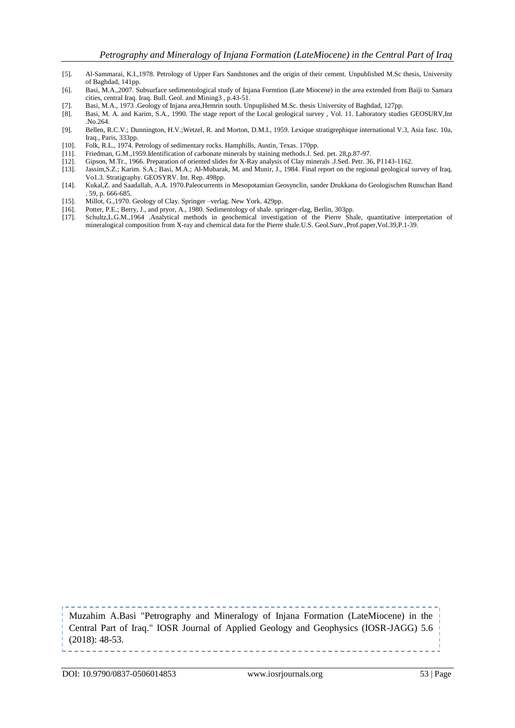[5]. Al-Sammarai, K.I.,1978. Petrology of Upper Fars Sandstones and the origin of their cement. Unpublished M.Sc thesis, University of Baghdad, 141pp.

[6]. Basi, M.A.,2007. Subsurface sedimentological study of Injana Formtion (Late Miocene) in the area extended from Baiji to Samara cities, central Iraq. Iraq. Bull. Geol. and Mining3 , p.43-51.

[7]. Basi, M.A., 1973 .Geology of Injana area,Hemrin south. Unpuplished M.Sc. thesis University of Baghdad, 127pp.

[8]. Basi, M. A. and Karim, S.A., 1990. The stage report of the Local geological survey , Vol. 11. Laboratory studies GEOSURV,Int .No.264.

[9]. Bellen, R.C.V.; Dunnington, H.V.;Wetzel, R. and Morton, D.M.I., 1959. Lexique stratigrephique international V.3, Asia fasc. 10a, Iraq., Paris, 333pp.

[10]. Folk, R.L., 1974. Petrology of sedimentary rocks. Hamphills, Austin, Texas. 170pp.

[11]. Friedman, G.M.,1959.Identification of carbonate minerals by staining methods.J. Sed. pet. 28,p.87-97.

[12]. Gipson, M.Tr., 1966. Preparation of oriented slides for X-Ray analysis of Clay minerals .J.Sed. Petr. 36, P1143-1162.

[13]. Jassim,S.Z.; Karim. S.A.; Basi, M.A.; Al-Mubarak, M. and Munir, J., 1984. Final report on the regional geological survey of Iraq. Vo1.3. Stratigraphy. GEOSYRV. Int. Rep. 498pp.

[14]. Kukal,Z. and Saadallah, A.A. 1970.Paleocurrents in Mesopotamian Geosynclin, sander Drukkana do Geologischen Runschan Band . 59, p. 666-685.

[15]. Millot, G.,1970. Geology of Clay. Springer –verlag. New York. 429pp.

[16]. Potter, P.E.; Berry, J., and pryor, A., 1980. Sedimentology of shale. springer-rlag, Berlin, 303pp.

[17]. Schultz,L.G.M.,1964 .Analytical methods in geochemical investigation of the Pierre Shale, quantitative interpretation of mineralogical composition from X-ray and chemical data for the Pierre shale.U.S. Geol.Surv.,Prof.paper,Vol.39,P.1-39.

Muzahim A.Basi "Petrography and Mineralogy of Injana Formation (LateMiocene) in the Central Part of Iraq." IOSR Journal of Applied Geology and Geophysics (IOSR-JAGG) 5.6 (2018): 48-53.